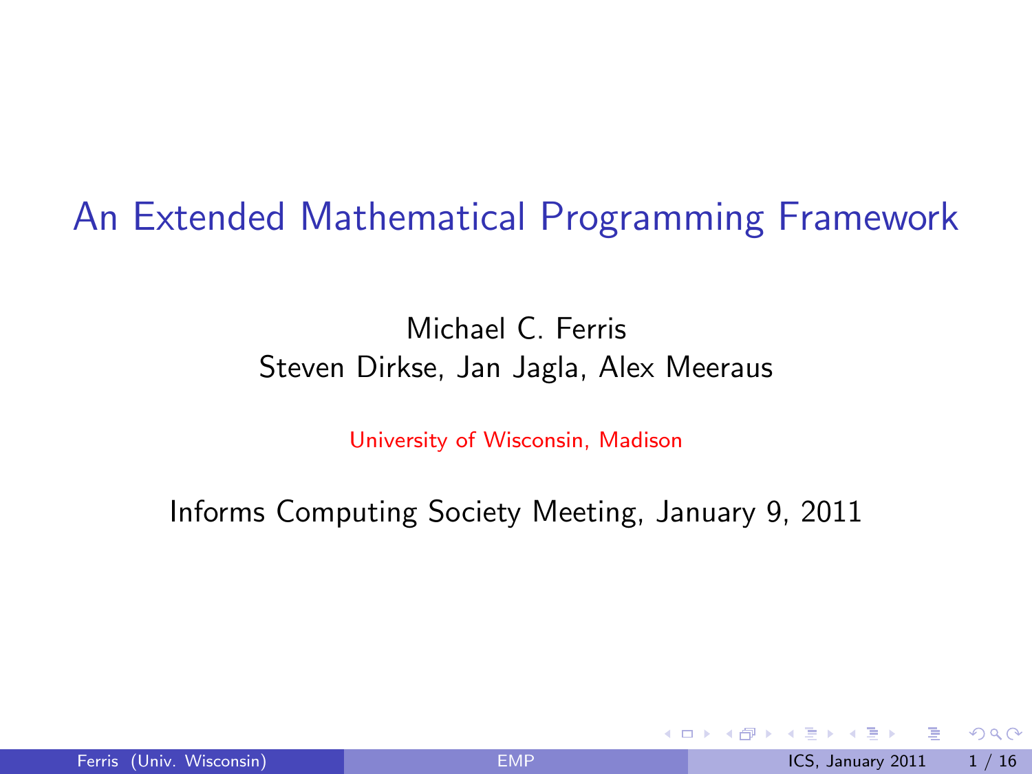# An Extended Mathematical Programming Framework

Michael C. Ferris
Steven Dirkse, Jan Jagla, Alex Meeraus

University of Wisconsin, Madison

Informs Computing Society Meeting, January 9, 2011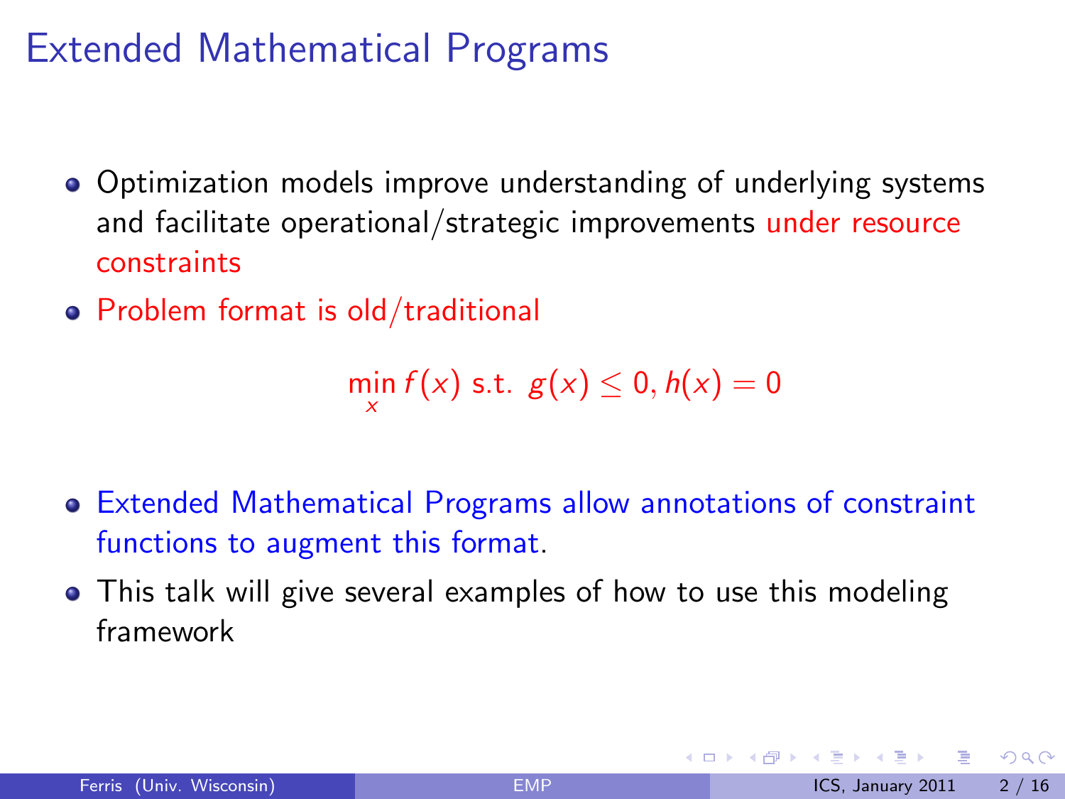# Extended Mathematical Programs

- Optimization models improve understanding of underlying systems and facilitate operational/strategic improvements under resource constraints
- Problem format is old/traditional

$$\min_x f(x) \text{ s.t. } g(x) \leq 0, h(x) = 0$$

- Extended Mathematical Programs allow annotations of constraint functions to augment this format.
- This talk will give several examples of how to use this modeling framework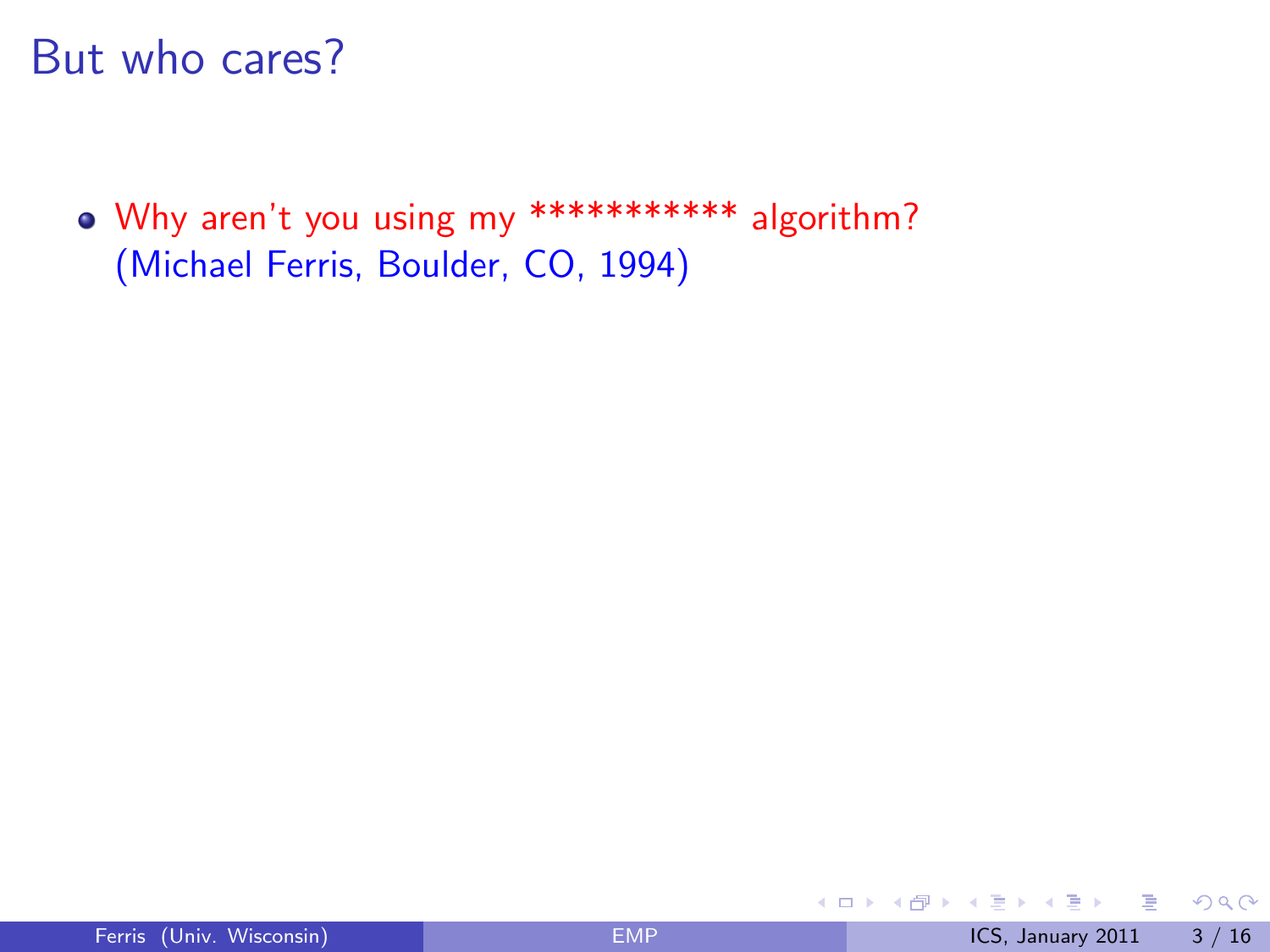# But who cares?

- Why aren't you using my *********** algorithm?
  (Michael Ferris, Boulder, CO, 1994)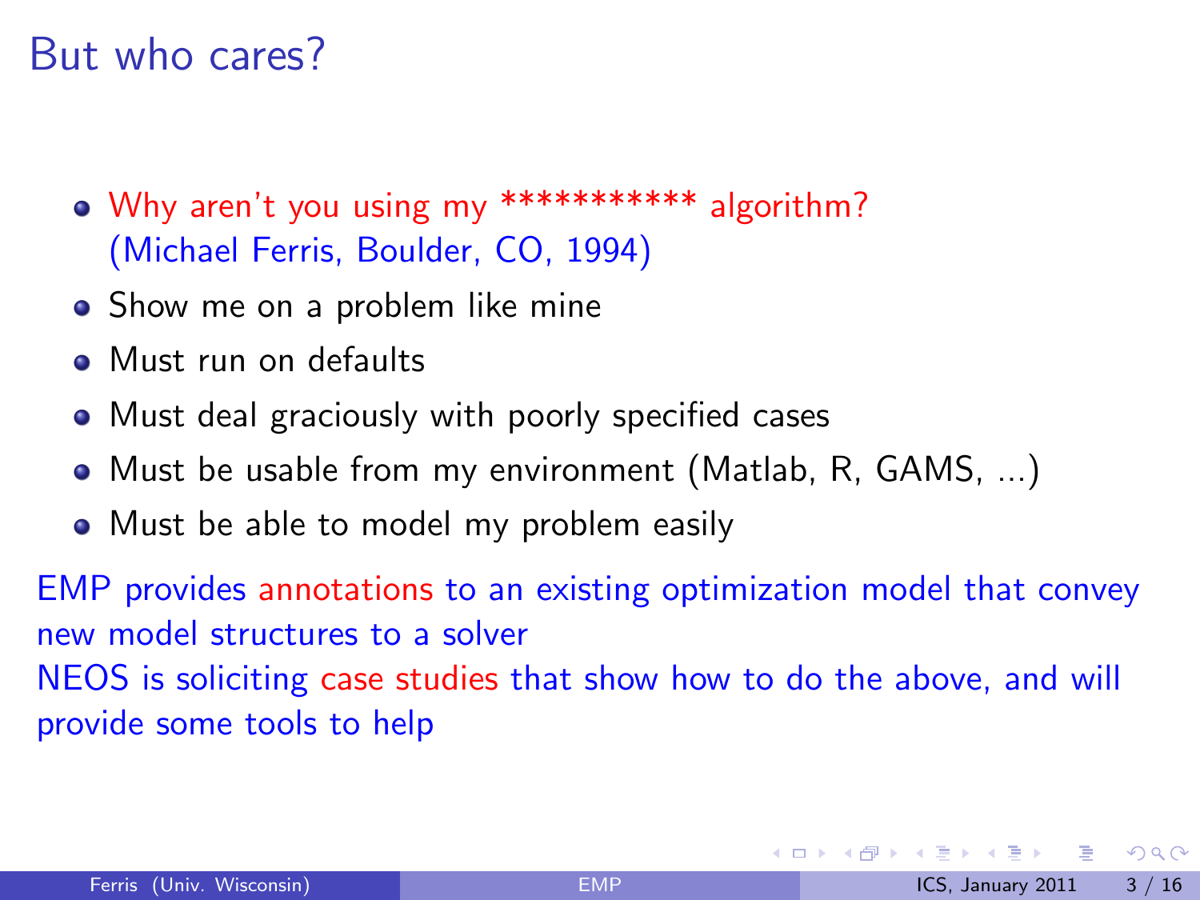# But who cares?

- Why aren't you using my *********** algorithm? (Michael Ferris, Boulder, CO, 1994)
- Show me on a problem like mine
- Must run on defaults
- Must deal graciously with poorly specified cases
- Must be usable from my environment (Matlab, R, GAMS, ...)
- Must be able to model my problem easily

EMP provides annotations to an existing optimization model that convey new model structures to a solver

NEOS is soliciting case studies that show how to do the above, and will provide some tools to help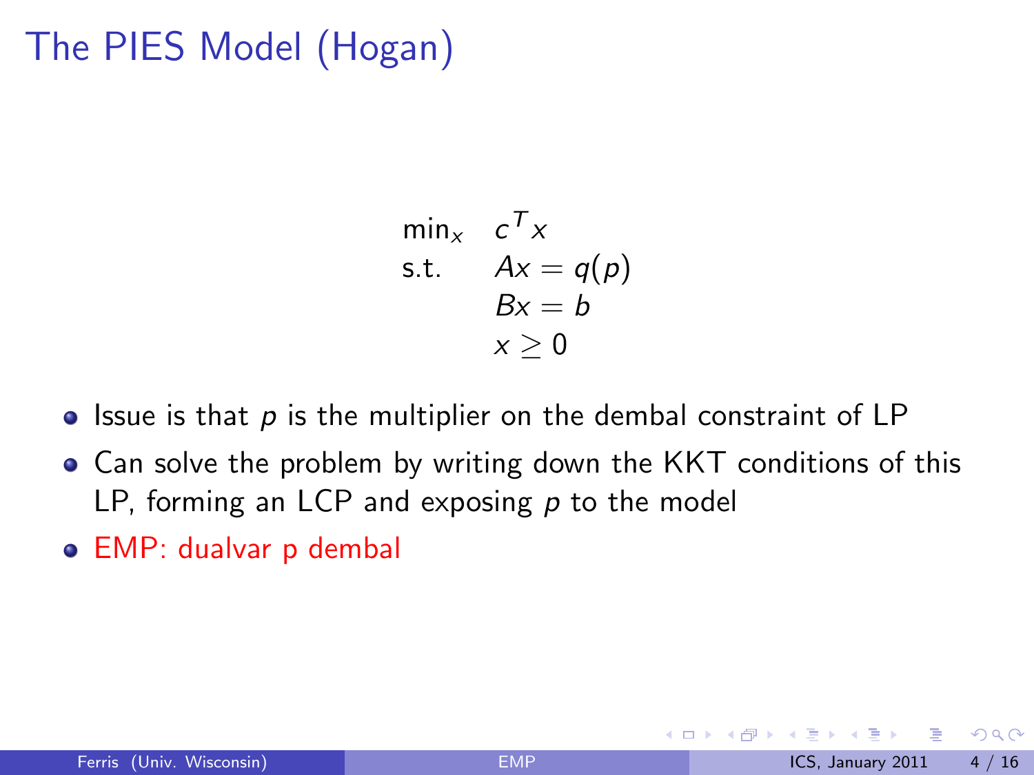# The PIES Model (Hogan)

$$
\begin{aligned}
\min_x \quad & c^T x \\
\text{s.t.} \quad & Ax = q(p) \\
& Bx = b \\
& x \geq 0
\end{aligned}
$$

- Issue is that $p$ is the multiplier on the dembal constraint of LP
- Can solve the problem by writing down the KKT conditions of this LP, forming an LCP and exposing $p$ to the model
- EMP: dualvar p dembal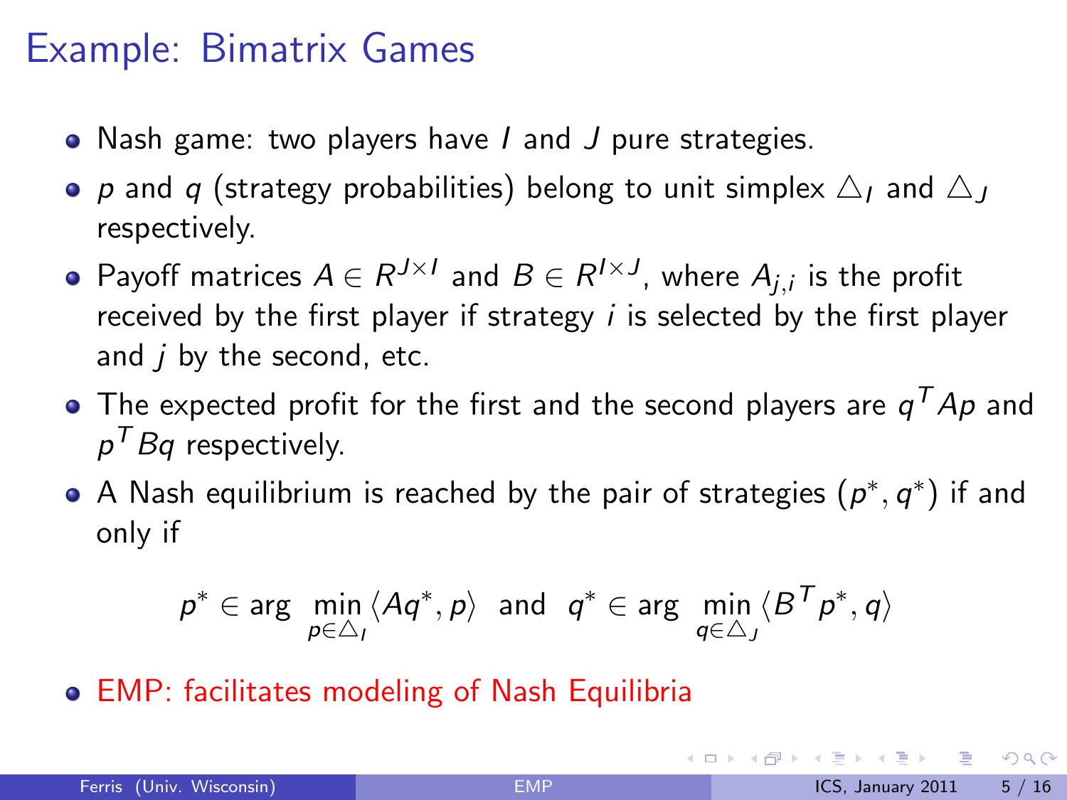# Example: Bimatrix Games

- Nash game: two players have $I$ and $J$ pure strategies.
- $p$ and $q$ (strategy probabilities) belong to unit simplex $\triangle_I$ and $\triangle_J$ respectively.
- Payoff matrices $A \in R^{J \times I}$ and $B \in R^{I \times J}$, where $A_{j,i}$ is the profit received by the first player if strategy $i$ is selected by the first player and $j$ by the second, etc.
- The expected profit for the first and the second players are $q^T Ap$ and $p^T Bq$ respectively.
- A Nash equilibrium is reached by the pair of strategies $(p^*, q^*)$ if and only if

$$p^* \in \arg \min_{p \in \triangle_I} \langle Aq^*, p \rangle \quad \text{and} \quad q^* \in \arg \min_{q \in \triangle_J} \langle B^T p^*, q \rangle$$

- EMP: facilitates modeling of Nash Equilibria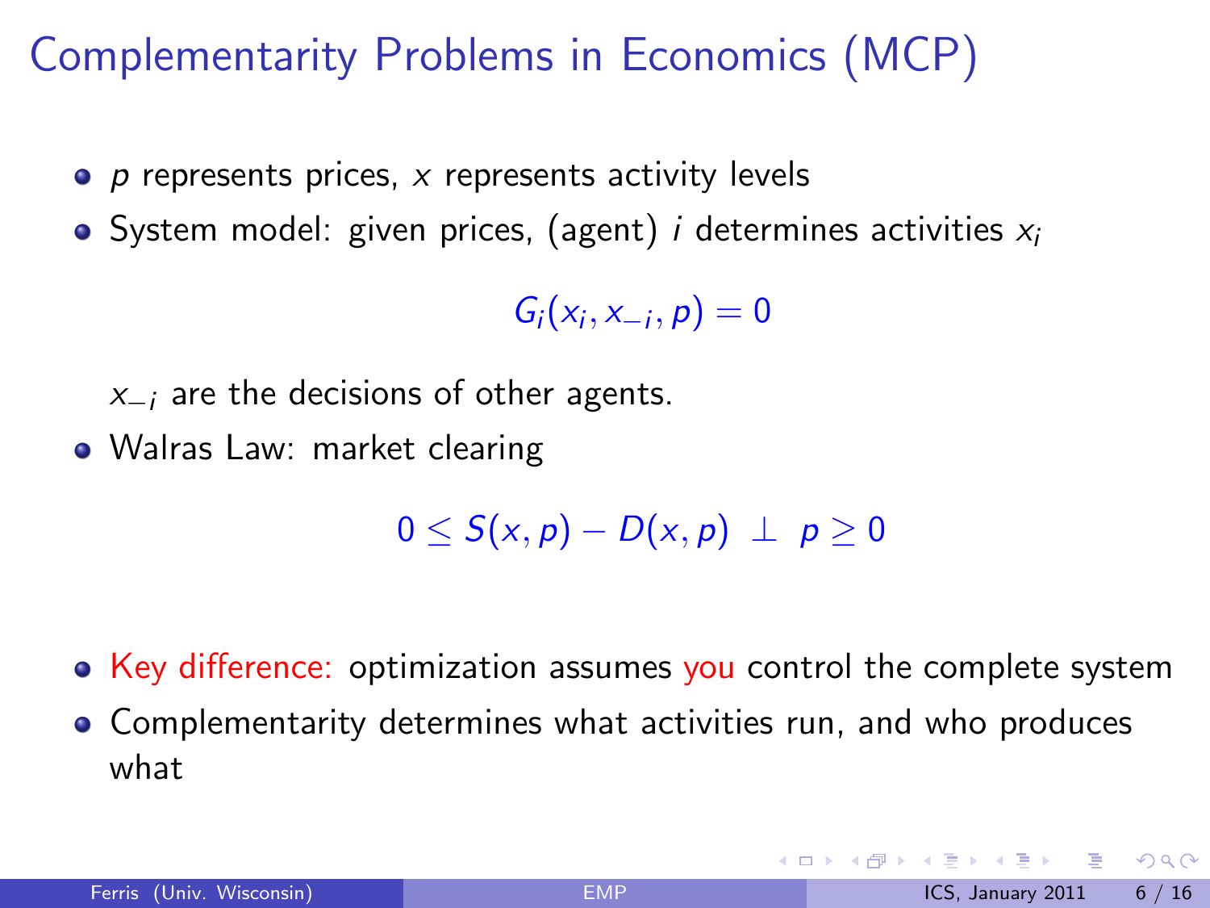# Complementarity Problems in Economics (MCP)

- $p$ represents prices, $x$ represents activity levels
- System model: given prices, (agent) $i$ determines activities $x_i$

$$G_i(x_i, x_{-i}, p) = 0$$

  $x_{-i}$ are the decisions of other agents.

- Walras Law: market clearing

$$0 \leq S(x, p) - D(x, p) \;\perp\; p \geq 0$$

- Key difference: optimization assumes you control the complete system
- Complementarity determines what activities run, and who produces what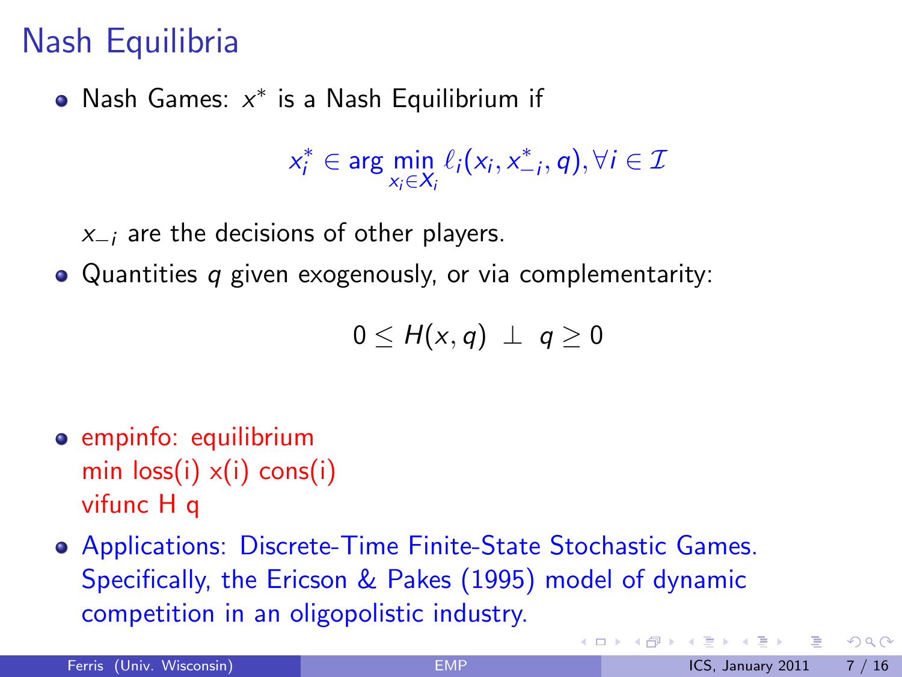# Nash Equilibria

- Nash Games: $x^*$ is a Nash Equilibrium if

$$x_i^* \in \arg\min_{x_i \in X_i} \ell_i(x_i, x_{-i}^*, q), \forall i \in \mathcal{I}$$

  $x_{-i}$ are the decisions of other players.

- Quantities $q$ given exogenously, or via complementarity:

$$0 \leq H(x, q) \perp q \geq 0$$

- empinfo: equilibrium
  min loss(i) x(i) cons(i)
  vifunc H q

- Applications: Discrete-Time Finite-State Stochastic Games. Specifically, the Ericson & Pakes (1995) model of dynamic competition in an oligopolistic industry.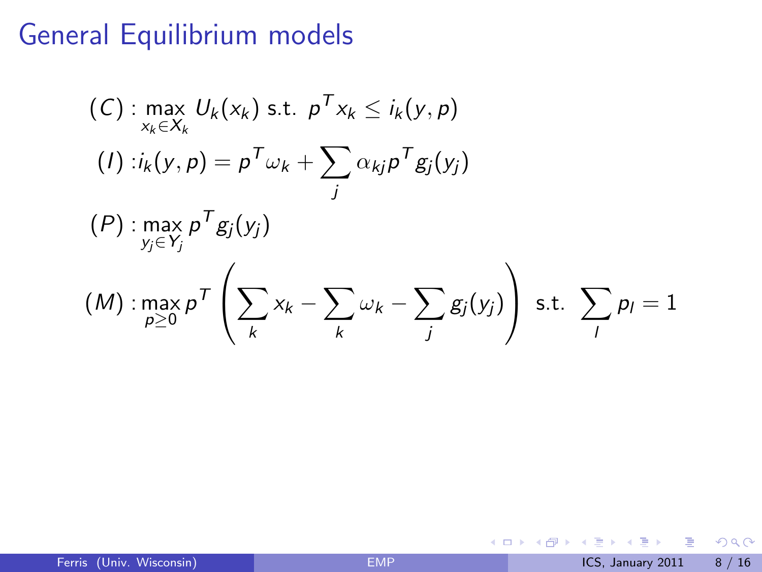# General Equilibrium models

$$(C): \max_{x_k \in X_k} U_k(x_k) \text{ s.t. } p^T x_k \leq i_k(y,p)$$

$$(I): i_k(y,p) = p^T \omega_k + \sum_j \alpha_{kj} p^T g_j(y_j)$$

$$(P): \max_{y_j \in Y_j} p^T g_j(y_j)$$

$$(M): \max_{p \geq 0} p^T \left( \sum_k x_k - \sum_k \omega_k - \sum_j g_j(y_j) \right) \text{ s.t. } \sum_l p_l = 1$$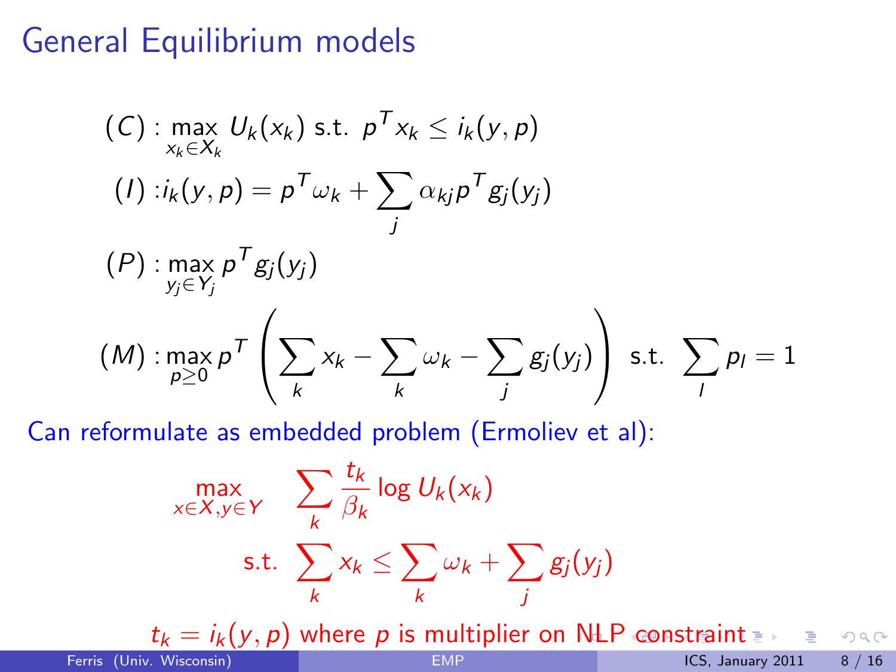# General Equilibrium models

$$(C) : \max_{x_k \in X_k} U_k(x_k) \text{ s.t. } p^T x_k \leq i_k(y, p)$$

$$(I) : i_k(y, p) = p^T \omega_k + \sum_j \alpha_{kj} p^T g_j(y_j)$$

$$(P) : \max_{y_j \in Y_j} p^T g_j(y_j)$$

$$(M) : \max_{p \geq 0} p^T \left( \sum_k x_k - \sum_k \omega_k - \sum_j g_j(y_j) \right) \text{ s.t. } \sum_l p_l = 1$$

Can reformulate as embedded problem (Ermoliev et al):

$$\max_{x \in X, y \in Y} \quad \sum_k \frac{t_k}{\beta_k} \log U_k(x_k)$$

$$\text{s.t. } \sum_k x_k \leq \sum_k \omega_k + \sum_j g_j(y_j)$$

$t_k = i_k(y, p)$ where $p$ is multiplier on NLP constraint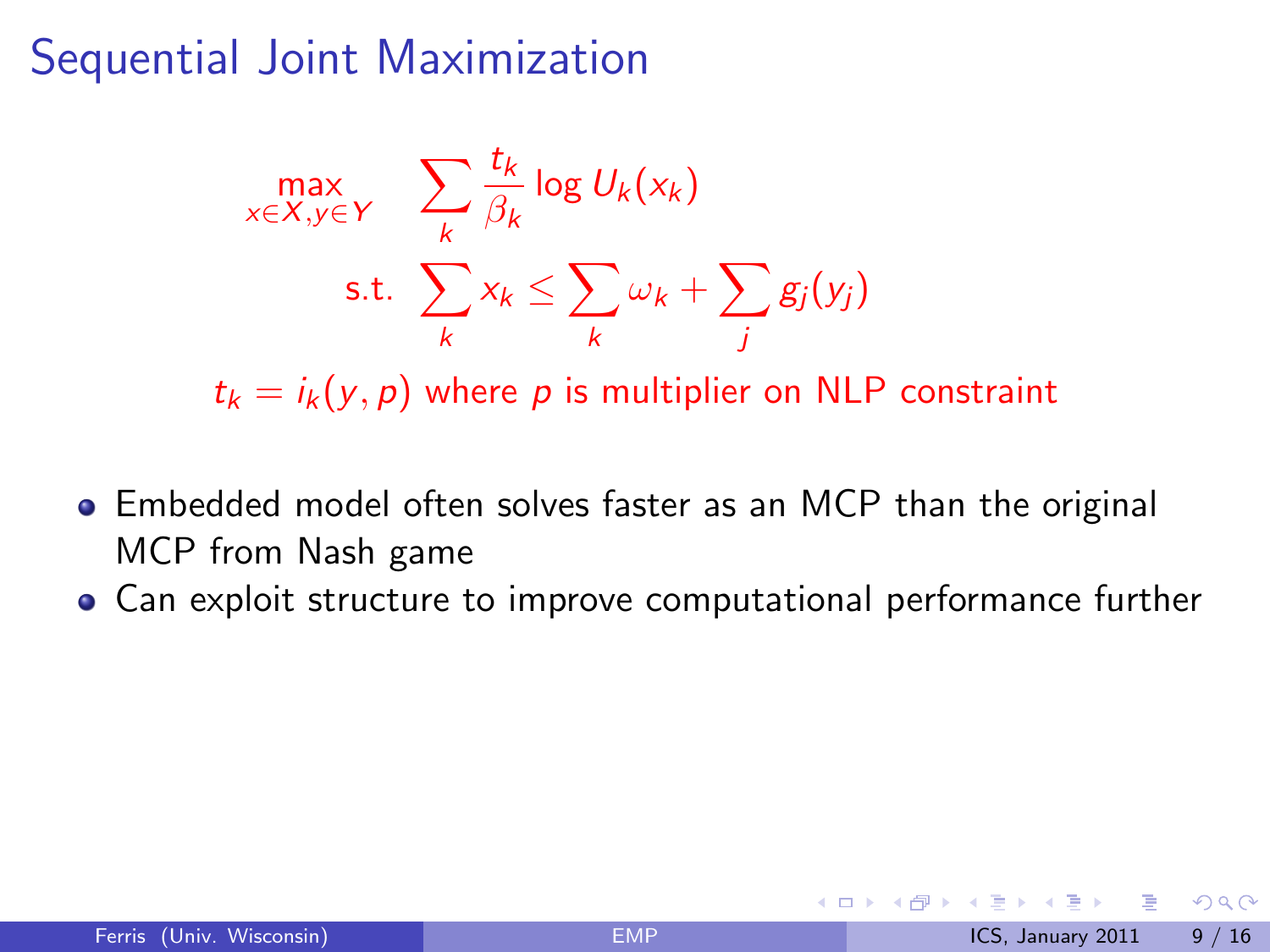# Sequential Joint Maximization

$$\max_{x \in X, y \in Y} \quad \sum_k \frac{t_k}{\beta_k} \log U_k(x_k)$$

$$\text{s.t.} \quad \sum_k x_k \leq \sum_k \omega_k + \sum_j g_j(y_j)$$

$t_k = i_k(y, p)$ where $p$ is multiplier on NLP constraint

- Embedded model often solves faster as an MCP than the original MCP from Nash game
- Can exploit structure to improve computational performance further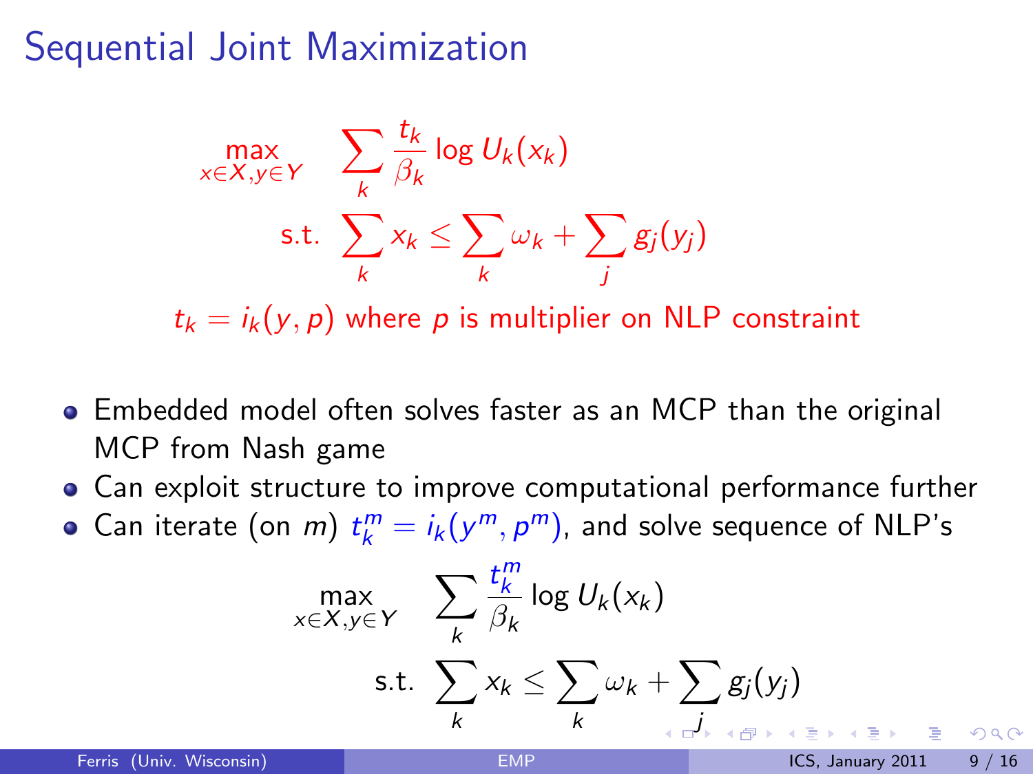# Sequential Joint Maximization

$$
\max_{x \in X, y \in Y} \quad \sum_k \frac{t_k}{\beta_k} \log U_k(x_k)
$$

$$
\text{s.t.} \quad \sum_k x_k \leq \sum_k \omega_k + \sum_j g_j(y_j)
$$

$t_k = i_k(y, p)$ where $p$ is multiplier on NLP constraint

- Embedded model often solves faster as an MCP than the original MCP from Nash game
- Can exploit structure to improve computational performance further
- Can iterate (on $m$) $t_k^m = i_k(y^m, p^m)$, and solve sequence of NLP's

$$
\max_{x \in X, y \in Y} \quad \sum_k \frac{t_k^m}{\beta_k} \log U_k(x_k)
$$

$$
\text{s.t.} \quad \sum_k x_k \leq \sum_k \omega_k + \sum_j g_j(y_j)
$$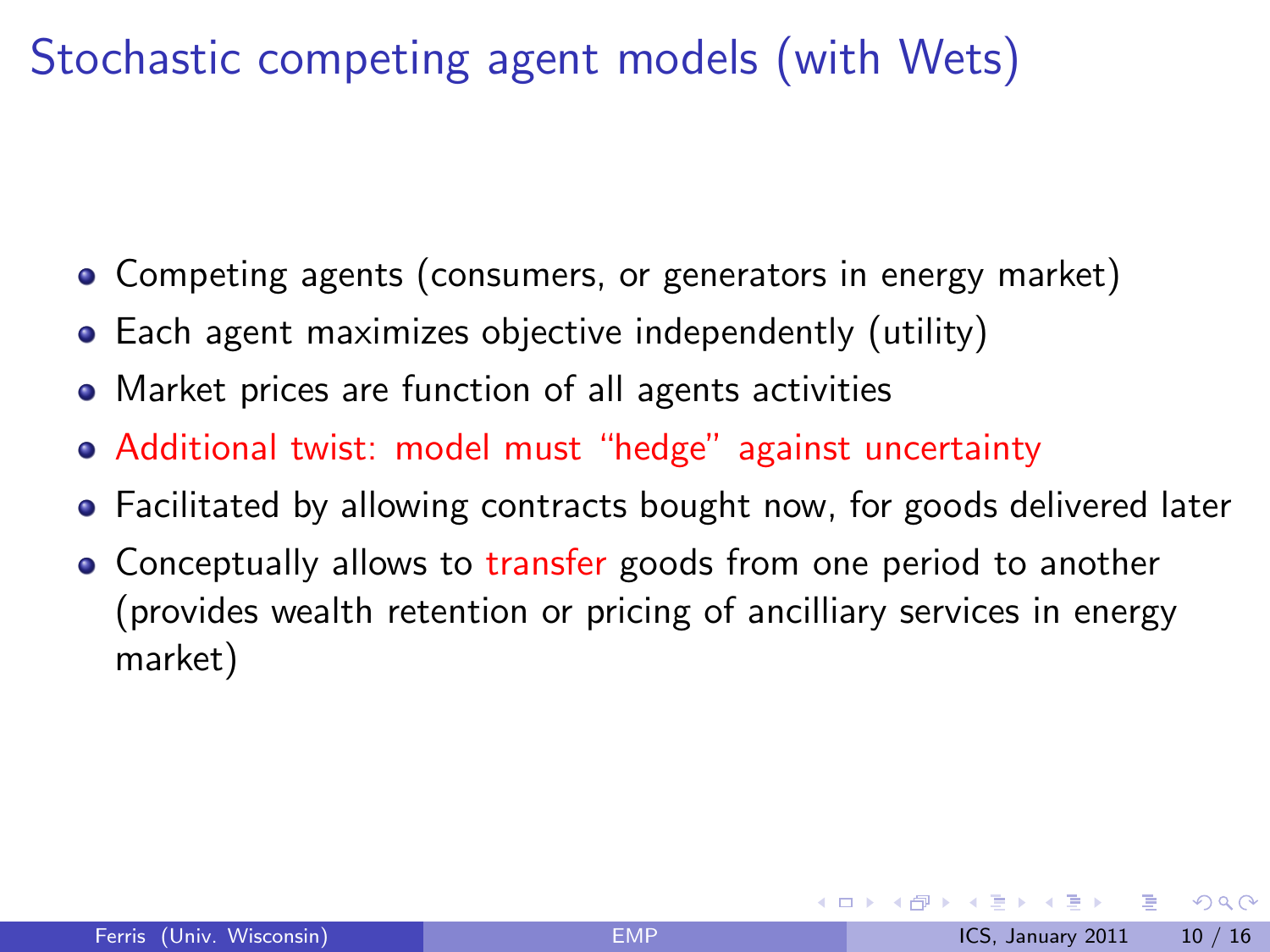# Stochastic competing agent models (with Wets)

- Competing agents (consumers, or generators in energy market)
- Each agent maximizes objective independently (utility)
- Market prices are function of all agents activities
- Additional twist: model must "hedge" against uncertainty
- Facilitated by allowing contracts bought now, for goods delivered later
- Conceptually allows to transfer goods from one period to another (provides wealth retention or pricing of ancilliary services in energy market)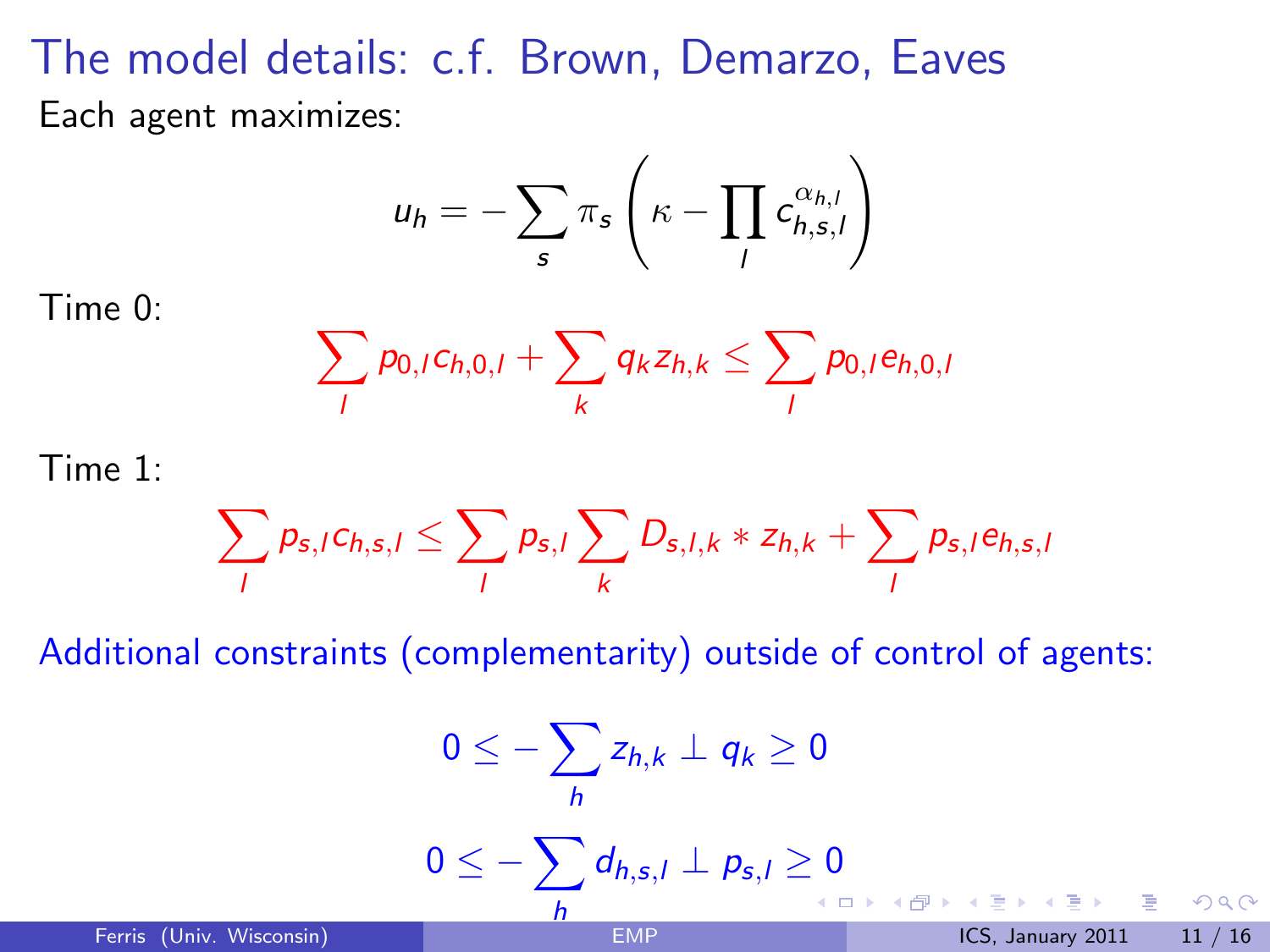# The model details: c.f. Brown, Demarzo, Eaves

Each agent maximizes:

$$u_h = -\sum_s \pi_s \left( \kappa - \prod_l c_{h,s,l}^{\alpha_{h,l}} \right)$$

Time 0:

$$\sum_l p_{0,l} c_{h,0,l} + \sum_k q_k z_{h,k} \leq \sum_l p_{0,l} e_{h,0,l}$$

Time 1:

$$\sum_l p_{s,l} c_{h,s,l} \leq \sum_l p_{s,l} \sum_k D_{s,l,k} * z_{h,k} + \sum_l p_{s,l} e_{h,s,l}$$

Additional constraints (complementarity) outside of control of agents:

$$0 \leq -\sum_h z_{h,k} \perp q_k \geq 0$$

$$0 \leq -\sum_h d_{h,s,l} \perp p_{s,l} \geq 0$$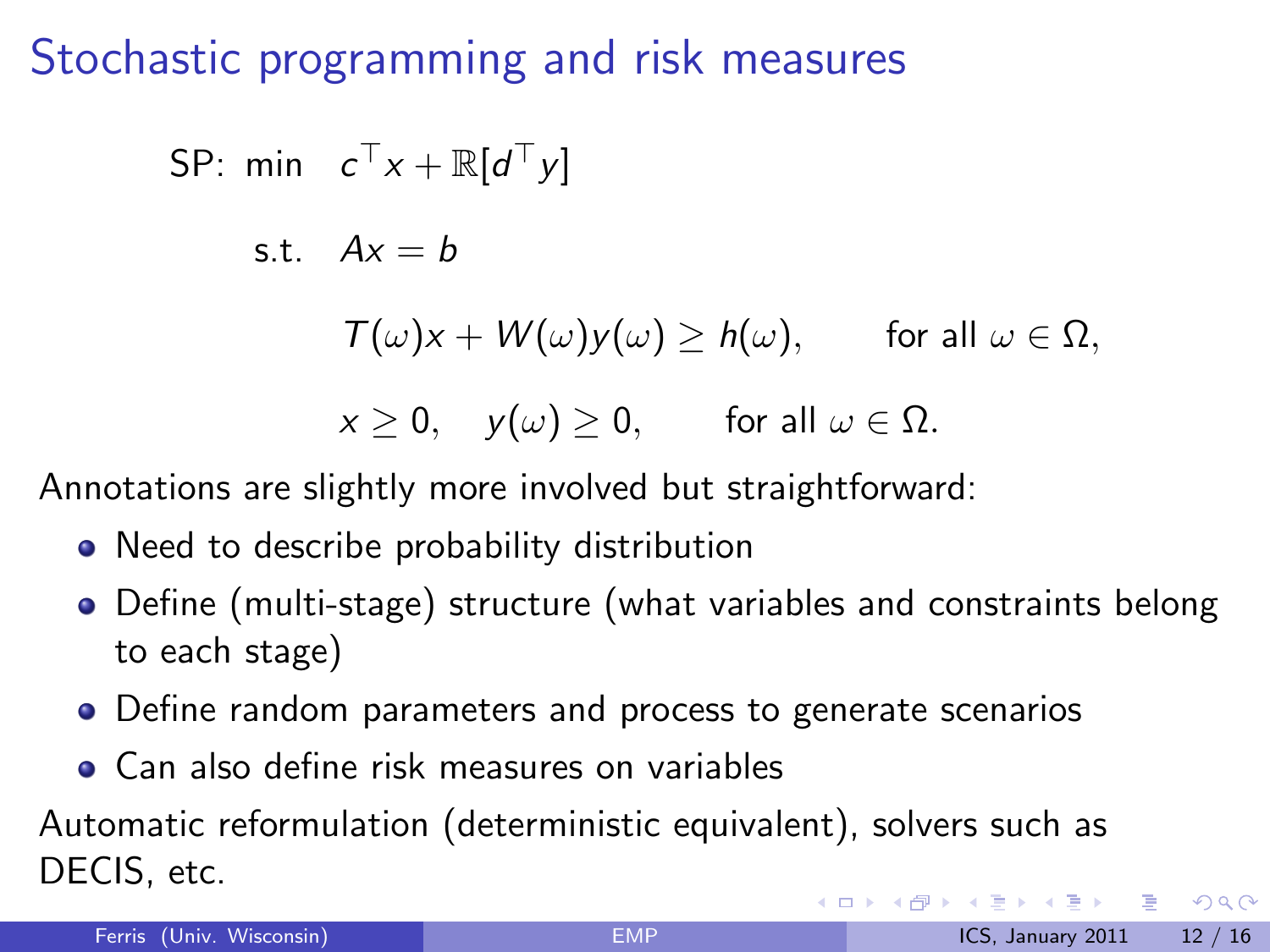# Stochastic programming and risk measures

$$
\begin{aligned}
\text{SP:} \quad \min \quad & c^\top x + \mathbb{R}[d^\top y] \\
\text{s.t.} \quad & Ax = b \\
& T(\omega)x + W(\omega)y(\omega) \geq h(\omega), \qquad \text{for all } \omega \in \Omega, \\
& x \geq 0, \quad y(\omega) \geq 0, \qquad \text{for all } \omega \in \Omega.
\end{aligned}
$$

Annotations are slightly more involved but straightforward:

- Need to describe probability distribution
- Define (multi-stage) structure (what variables and constraints belong to each stage)
- Define random parameters and process to generate scenarios
- Can also define risk measures on variables

Automatic reformulation (deterministic equivalent), solvers such as DECIS, etc.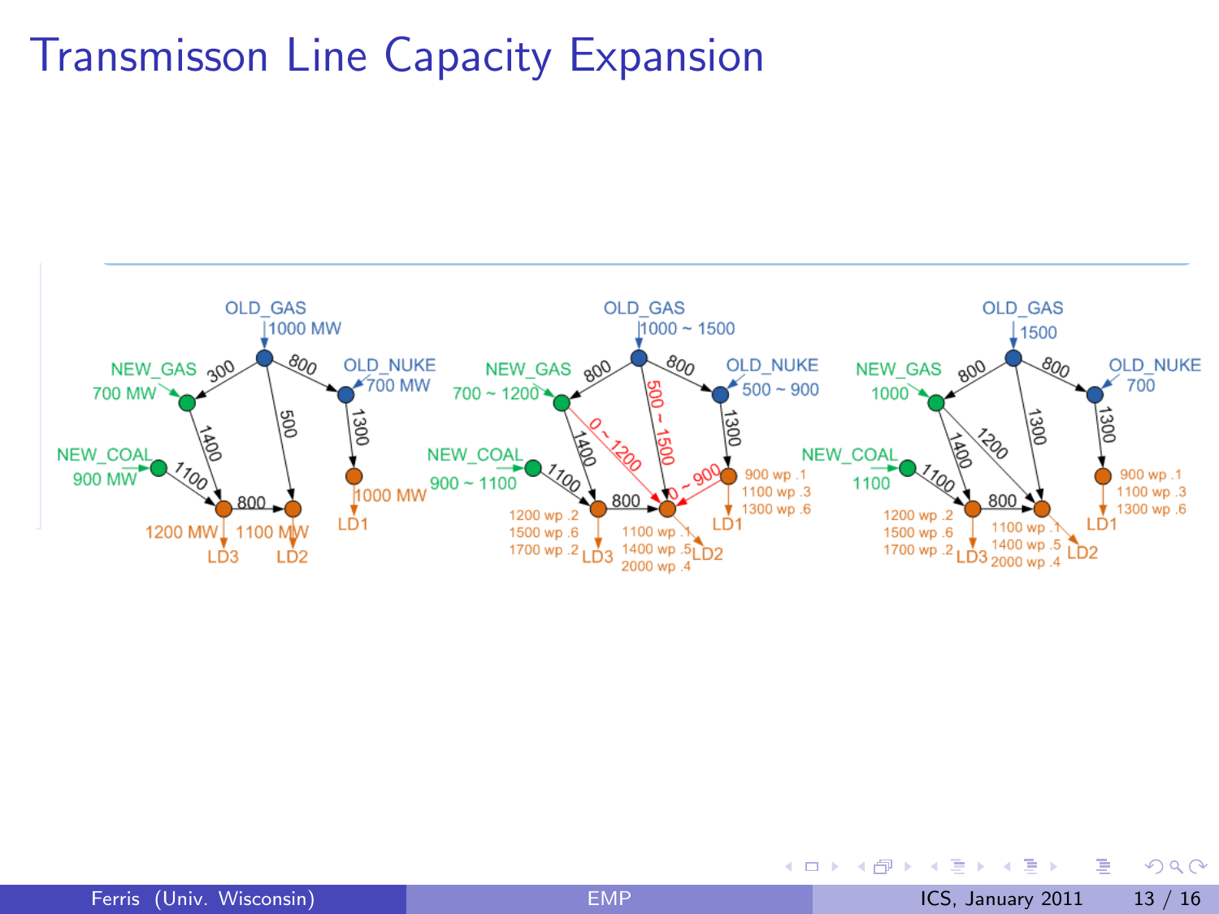# Transmisson Line Capacity Expansion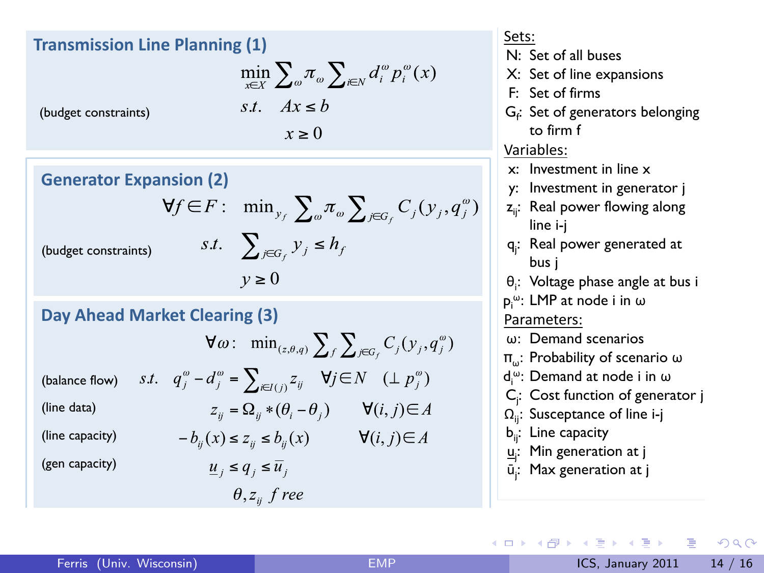## Transmission Line Planning (1)

$$\min_{x \in X} \sum_{\omega} \pi_{\omega} \sum_{i \in N} d_i^{\omega} p_i^{\omega}(x)$$

(budget constraints) $\quad s.t. \quad Ax \le b$

$$x \ge 0$$

## Generator Expansion (2)

$$\forall f \in F: \quad \min_{y_f} \sum_{\omega} \pi_{\omega} \sum_{j \in G_f} C_j(y_j, q_j^{\omega})$$

(budget constraints) $\quad s.t. \quad \sum_{j \in G_f} y_j \le h_f$

$$y \ge 0$$

## Day Ahead Market Clearing (3)

$$\forall \omega: \quad \min_{(z,\theta,q)} \sum_f \sum_{j \in G_f} C_j(y_j, q_j^{\omega})$$

(balance flow) $\quad s.t. \quad q_j^{\omega} - d_j^{\omega} = \sum_{i \in I(j)} z_{ij} \quad \forall j \in N \quad (\perp p_j^{\omega})$

(line data) $\quad z_{ij} = \Omega_{ij} * (\theta_i - \theta_j) \quad \forall (i,j) \in A$

(line capacity) $\quad -b_{ij}(x) \le z_{ij} \le b_{ij}(x) \quad \forall (i,j) \in A$

(gen capacity) $\quad \underline{u}_j \le q_j \le \bar{u}_j$

$$\theta, z_{ij} \ free$$

Sets:

- N: Set of all buses
- X: Set of line expansions
- F: Set of firms
- $G_f$: Set of generators belonging to firm f

Variables:

- x: Investment in line x
- y: Investment in generator j
- $z_{ij}$: Real power flowing along line i-j
- $q_j$: Real power generated at bus j
- $\theta_i$: Voltage phase angle at bus i
- $p_i^{\omega}$: LMP at node i in ω

Parameters:

- ω: Demand scenarios
- $\pi_{\omega}$: Probability of scenario ω
- $d_i^{\omega}$: Demand at node i in ω
- $C_j$: Cost function of generator j
- $\Omega_{ij}$: Susceptance of line i-j
- $b_{ij}$: Line capacity
- $\underline{u}_j$: Min generation at j
- $\bar{u}_j$: Max generation at j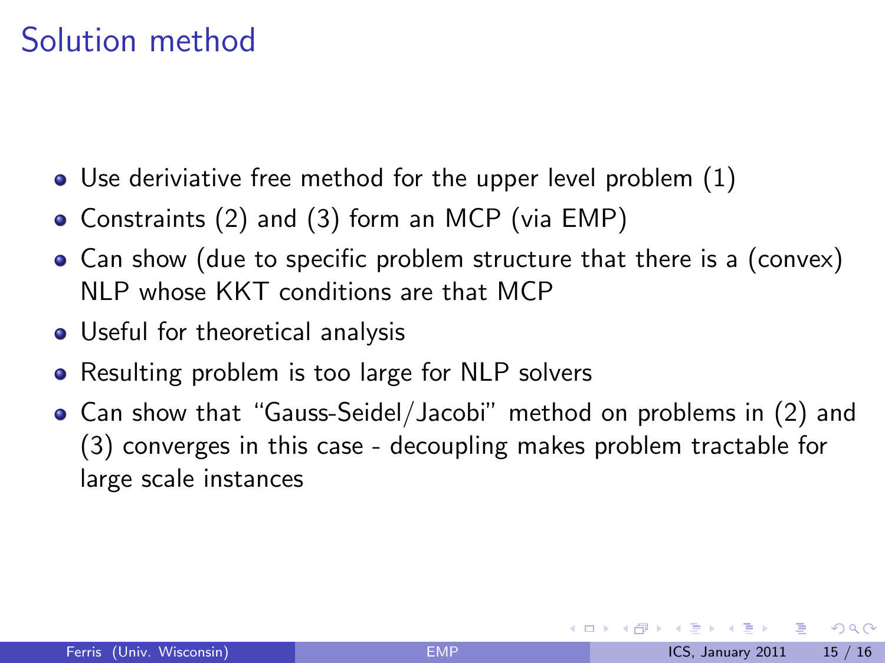# Solution method

- Use deriviative free method for the upper level problem (1)
- Constraints (2) and (3) form an MCP (via EMP)
- Can show (due to specific problem structure that there is a (convex) NLP whose KKT conditions are that MCP
- Useful for theoretical analysis
- Resulting problem is too large for NLP solvers
- Can show that "Gauss-Seidel/Jacobi" method on problems in (2) and (3) converges in this case - decoupling makes problem tractable for large scale instances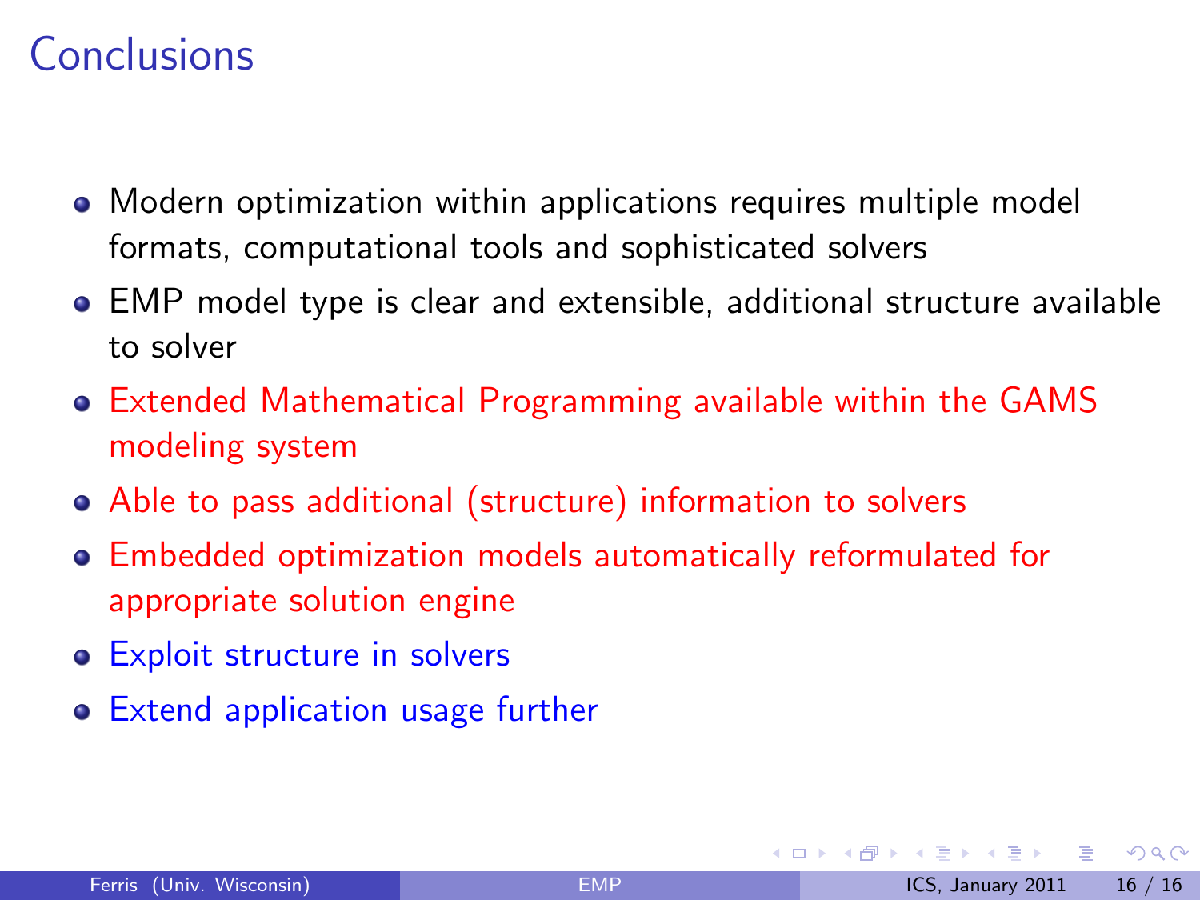# Conclusions

- Modern optimization within applications requires multiple model formats, computational tools and sophisticated solvers
- EMP model type is clear and extensible, additional structure available to solver
- Extended Mathematical Programming available within the GAMS modeling system
- Able to pass additional (structure) information to solvers
- Embedded optimization models automatically reformulated for appropriate solution engine
- Exploit structure in solvers
- Extend application usage further